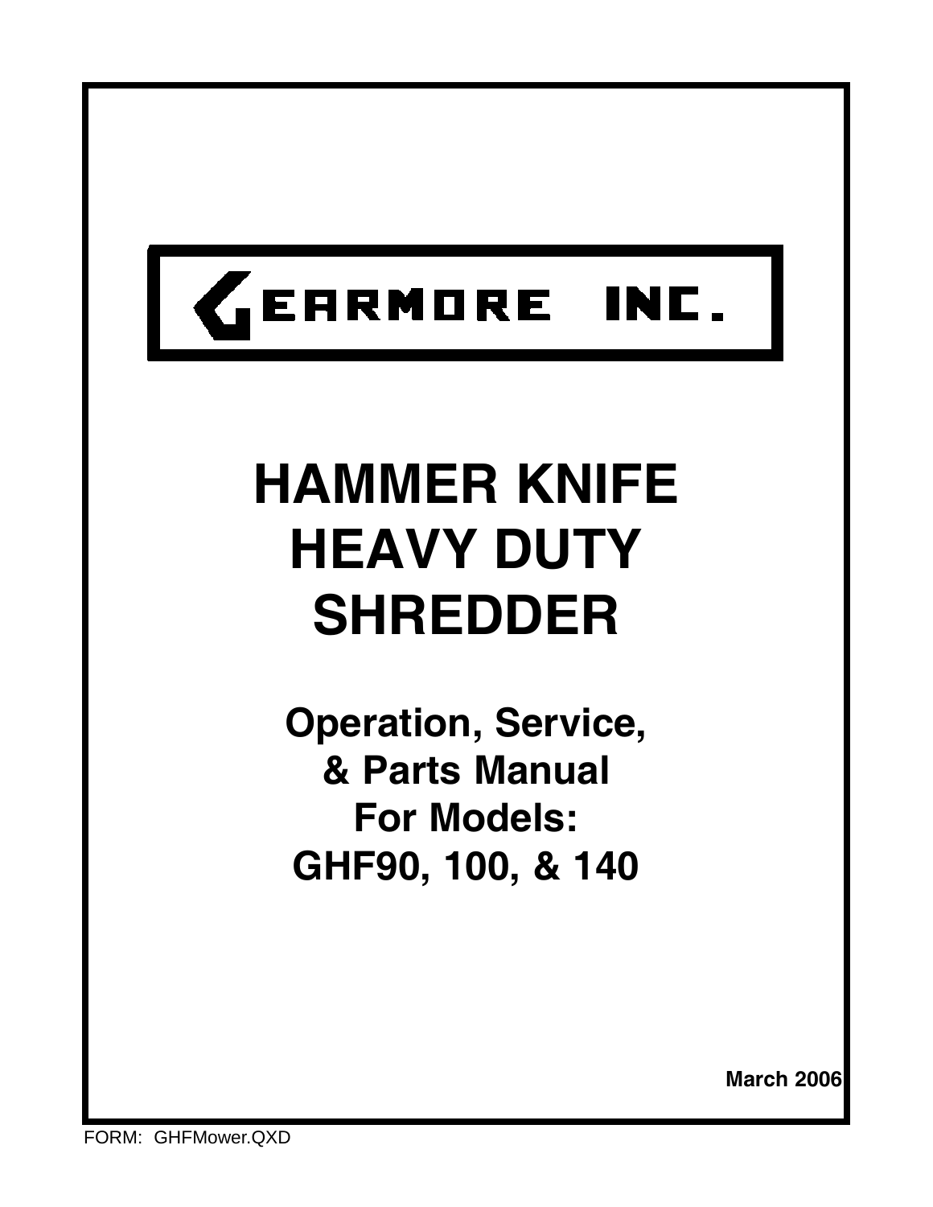GEARMORE INC.

# HAMMER KNIFE HEAVY DUTY SHREDDER

## Operation, Service, & Parts Manual For Models: GHF90, 100, & 140

March 2006

FORM: GHFMower.QXD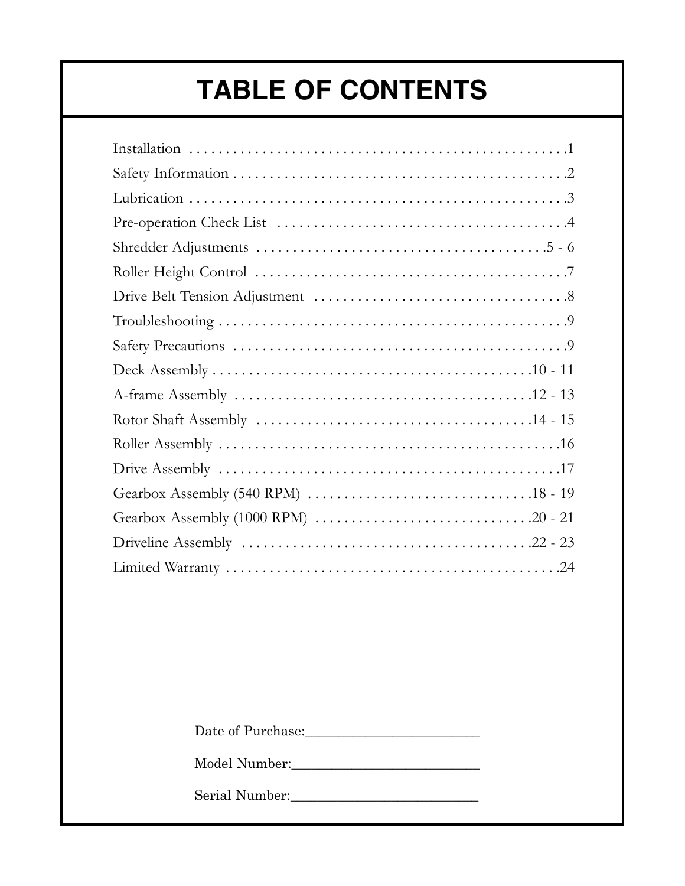# TABLE OF CONTENTS

| Section | Page |
|---|---|
| Installation | 1 |
| Safety Information | 2 |
| Lubrication | 3 |
| Pre-operation Check List | 4 |
| Shredder Adjustments | 5 - 6 |
| Roller Height Control | 7 |
| Drive Belt Tension Adjustment | 8 |
| Troubleshooting | 9 |
| Safety Precautions | 9 |
| Deck Assembly | 10 - 11 |
| A-frame Assembly | 12 - 13 |
| Rotor Shaft Assembly | 14 - 15 |
| Roller Assembly | 16 |
| Drive Assembly | 17 |
| Gearbox Assembly (540 RPM) | 18 - 19 |
| Gearbox Assembly (1000 RPM) | 20 - 21 |
| Driveline Assembly | 22 - 23 |
| Limited Warranty | 24 |

Date of Purchase:_______________________

Model Number:_________________________

Serial Number:_________________________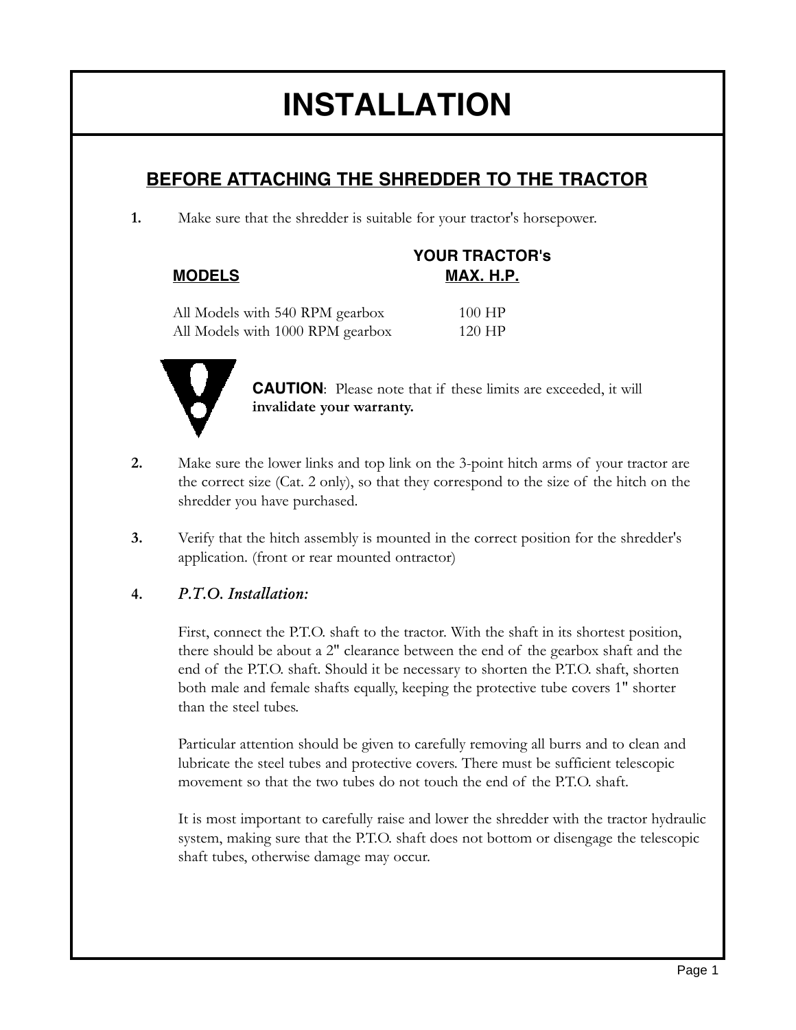# INSTALLATION

## BEFORE ATTACHING THE SHREDDER TO THE TRACTOR

**1.** Make sure that the shredder is suitable for your tractor's horsepower.

| MODELS | YOUR TRACTOR's MAX. H.P. |
| --- | --- |
| All Models with 540 RPM gearbox | 100 HP |
| All Models with 1000 RPM gearbox | 120 HP |

**CAUTION**: Please note that if these limits are exceeded, it will **invalidate your warranty.**

**2.** Make sure the lower links and top link on the 3-point hitch arms of your tractor are the correct size (Cat. 2 only), so that they correspond to the size of the hitch on the shredder you have purchased.

**3.** Verify that the hitch assembly is mounted in the correct position for the shredder's application. (front or rear mounted ontractor)

**4.** *P.T.O. Installation:*

First, connect the P.T.O. shaft to the tractor. With the shaft in its shortest position, there should be about a 2" clearance between the end of the gearbox shaft and the end of the P.T.O. shaft. Should it be necessary to shorten the P.T.O. shaft, shorten both male and female shafts equally, keeping the protective tube covers 1" shorter than the steel tubes.

Particular attention should be given to carefully removing all burrs and to clean and lubricate the steel tubes and protective covers. There must be sufficient telescopic movement so that the two tubes do not touch the end of the P.T.O. shaft.

It is most important to carefully raise and lower the shredder with the tractor hydraulic system, making sure that the P.T.O. shaft does not bottom or disengage the telescopic shaft tubes, otherwise damage may occur.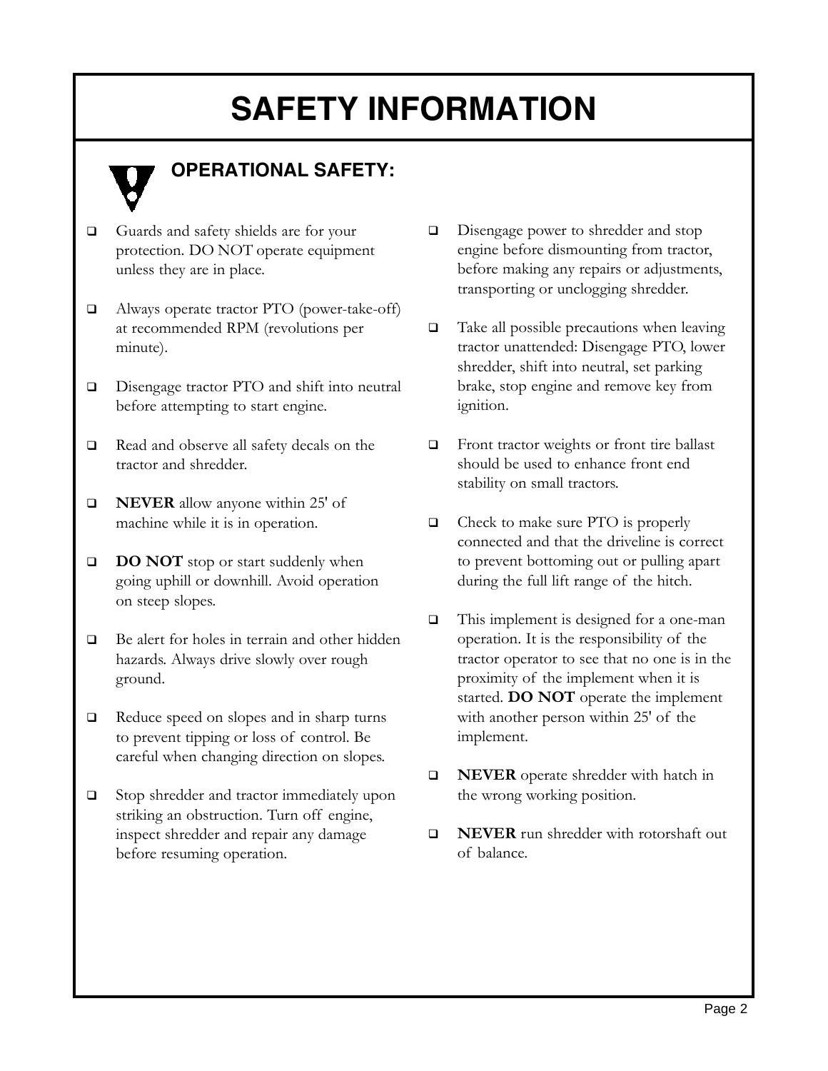# SAFETY INFORMATION

## OPERATIONAL SAFETY:

- Guards and safety shields are for your protection. DO NOT operate equipment unless they are in place.
- Always operate tractor PTO (power-take-off) at recommended RPM (revolutions per minute).
- Disengage tractor PTO and shift into neutral before attempting to start engine.
- Read and observe all safety decals on the tractor and shredder.
- **NEVER** allow anyone within 25' of machine while it is in operation.
- **DO NOT** stop or start suddenly when going uphill or downhill. Avoid operation on steep slopes.
- Be alert for holes in terrain and other hidden hazards. Always drive slowly over rough ground.
- Reduce speed on slopes and in sharp turns to prevent tipping or loss of control. Be careful when changing direction on slopes.
- Stop shredder and tractor immediately upon striking an obstruction. Turn off engine, inspect shredder and repair any damage before resuming operation.
- Disengage power to shredder and stop engine before dismounting from tractor, before making any repairs or adjustments, transporting or unclogging shredder.
- Take all possible precautions when leaving tractor unattended: Disengage PTO, lower shredder, shift into neutral, set parking brake, stop engine and remove key from ignition.
- Front tractor weights or front tire ballast should be used to enhance front end stability on small tractors.
- Check to make sure PTO is properly connected and that the driveline is correct to prevent bottoming out or pulling apart during the full lift range of the hitch.
- This implement is designed for a one-man operation. It is the responsibility of the tractor operator to see that no one is in the proximity of the implement when it is started. **DO NOT** operate the implement with another person within 25' of the implement.
- **NEVER** operate shredder with hatch in the wrong working position.
- **NEVER** run shredder with rotorshaft out of balance.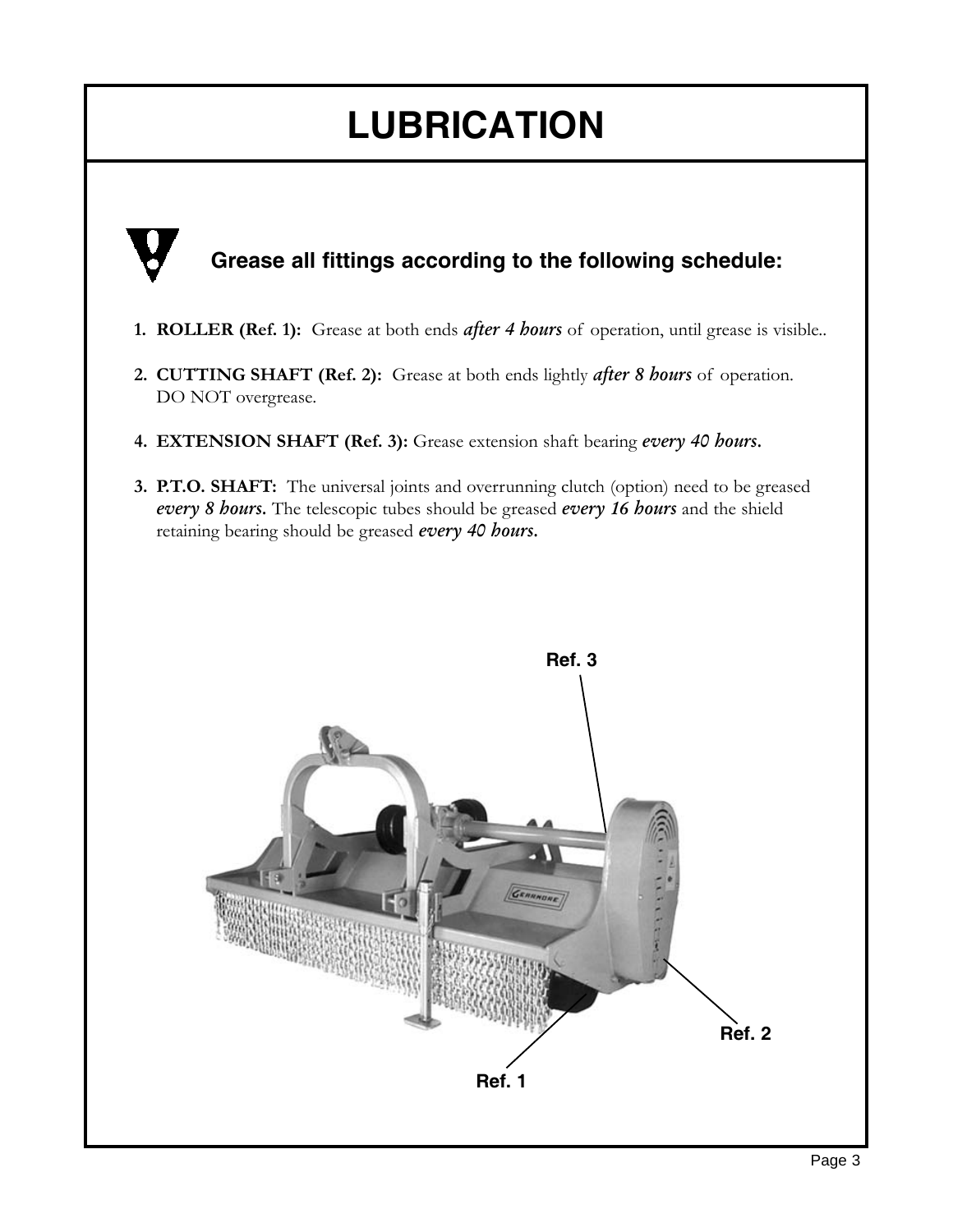# LUBRICATION

**Grease all fittings according to the following schedule:**

1. **ROLLER (Ref. 1):** Grease at both ends ***after 4 hours*** of operation, until grease is visible..

2. **CUTTING SHAFT (Ref. 2):** Grease at both ends lightly ***after 8 hours*** of operation. DO NOT overgrease.

4. **EXTENSION SHAFT (Ref. 3):** Grease extension shaft bearing ***every 40 hours.***

3. **P.T.O. SHAFT:** The universal joints and overrunning clutch (option) need to be greased ***every 8 hours.*** The telescopic tubes should be greased ***every 16 hours*** and the shield retaining bearing should be greased ***every 40 hours.***

Ref. 3

Ref. 2

Ref. 1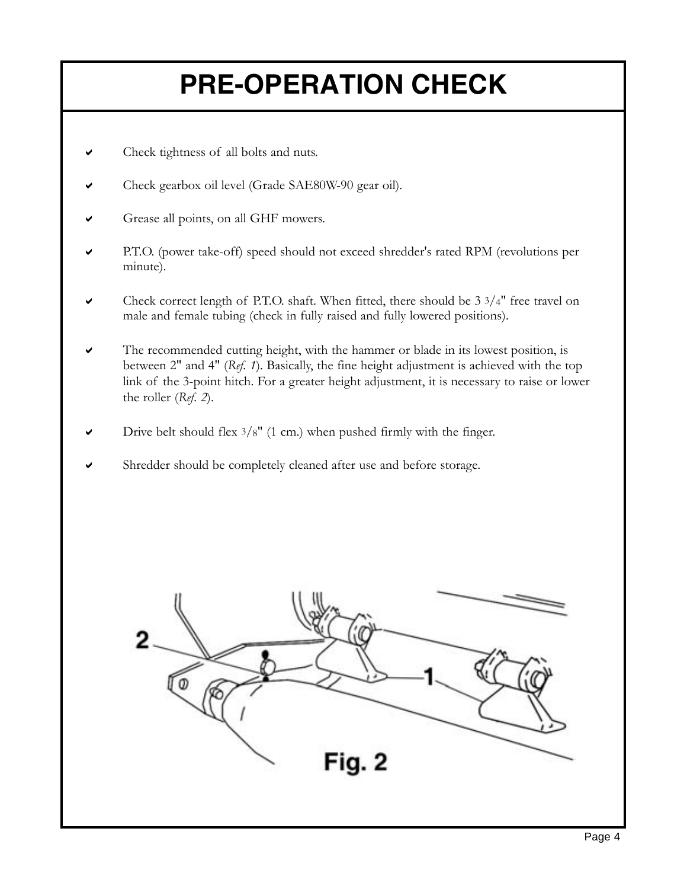# PRE-OPERATION CHECK

- Check tightness of all bolts and nuts.
- Check gearbox oil level (Grade SAE80W-90 gear oil).
- Grease all points, on all GHF mowers.
- P.T.O. (power take-off) speed should not exceed shredder's rated RPM (revolutions per minute).
- Check correct length of P.T.O. shaft. When fitted, there should be 3 3/4" free travel on male and female tubing (check in fully raised and fully lowered positions).
- The recommended cutting height, with the hammer or blade in its lowest position, is between 2" and 4" (*Ref. 1*). Basically, the fine height adjustment is achieved with the top link of the 3-point hitch. For a greater height adjustment, it is necessary to raise or lower the roller (*Ref. 2*).
- Drive belt should flex 3/8" (1 cm.) when pushed firmly with the finger.
- Shredder should be completely cleaned after use and before storage.

2

1

**Fig. 2**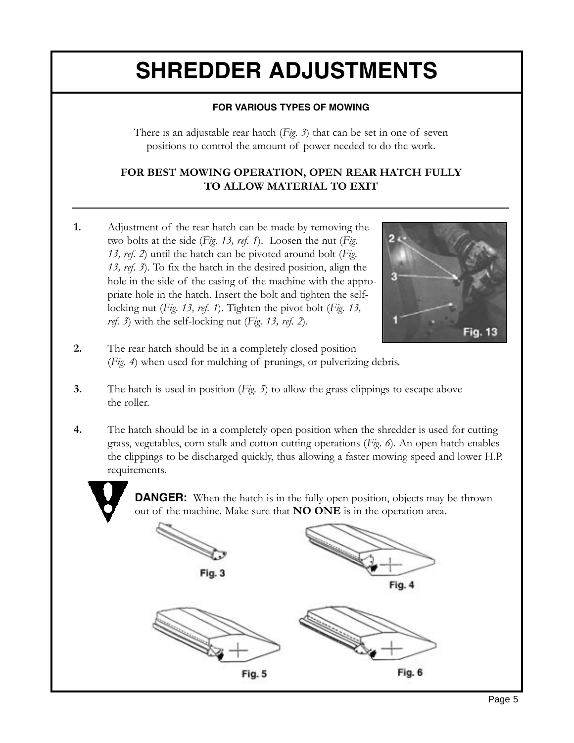# SHREDDER ADJUSTMENTS

**FOR VARIOUS TYPES OF MOWING**

There is an adjustable rear hatch (*Fig. 3*) that can be set in one of seven positions to control the amount of power needed to do the work.

**FOR BEST MOWING OPERATION, OPEN REAR HATCH FULLY TO ALLOW MATERIAL TO EXIT**

---

1. Adjustment of the rear hatch can be made by removing the two bolts at the side (*Fig. 13, ref. 1*). Loosen the nut (*Fig. 13, ref. 2*) until the hatch can be pivoted around bolt (*Fig. 13, ref. 3*). To fix the hatch in the desired position, align the hole in the side of the casing of the machine with the appropriate hole in the hatch. Insert the bolt and tighten the self-locking nut (*Fig. 13, ref. 1*). Tighten the pivot bolt (*Fig. 13, ref. 3*) with the self-locking nut (*Fig. 13, ref. 2*).

Fig. 13

2. The rear hatch should be in a completely closed position (*Fig. 4*) when used for mulching of prunings, or pulverizing debris.

3. The hatch is used in position (*Fig. 5*) to allow the grass clippings to escape above the roller.

4. The hatch should be in a completely open position when the shredder is used for cutting grass, vegetables, corn stalk and cotton cutting operations (*Fig. 6*). An open hatch enables the clippings to be discharged quickly, thus allowing a faster mowing speed and lower H.P. requirements.

**DANGER:** When the hatch is in the fully open position, objects may be thrown out of the machine. Make sure that **NO ONE** is in the operation area.

Fig. 3

Fig. 4

Fig. 5

Fig. 6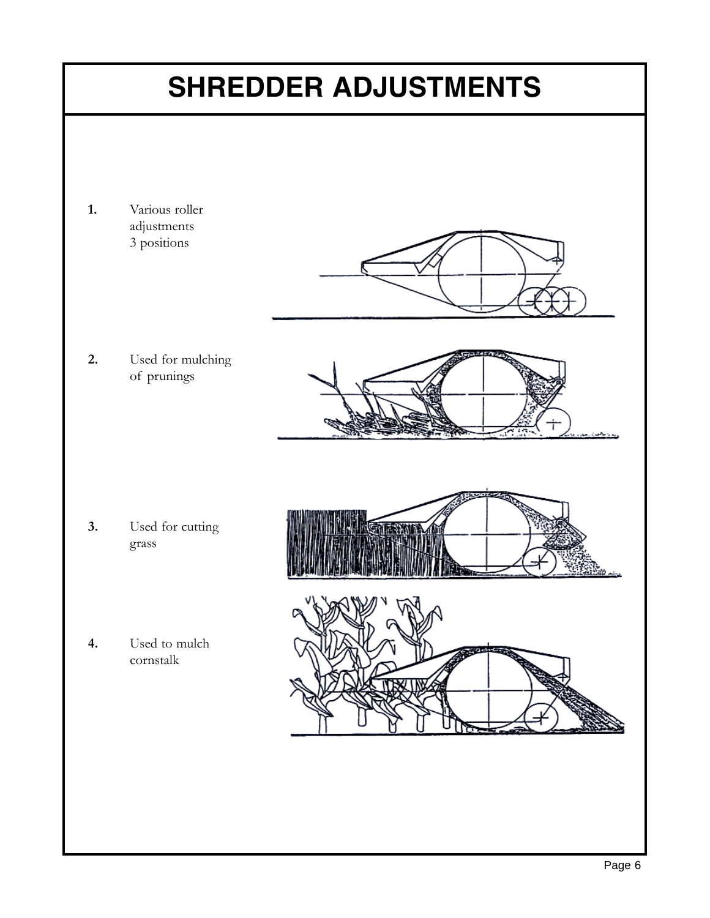# SHREDDER ADJUSTMENTS

**1.** Various roller adjustments 3 positions

**2.** Used for mulching of prunings

**3.** Used for cutting grass

**4.** Used to mulch cornstalk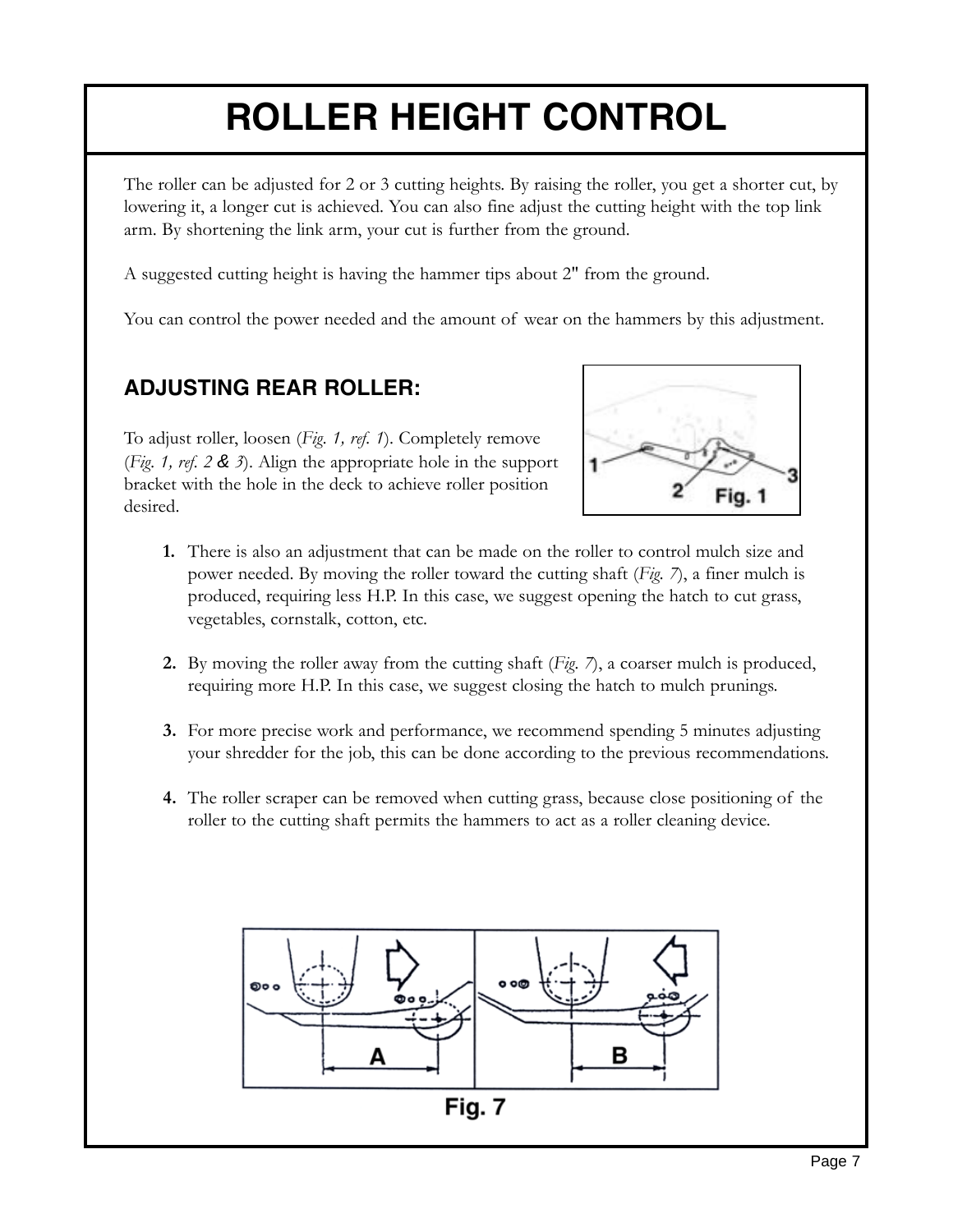# ROLLER HEIGHT CONTROL

The roller can be adjusted for 2 or 3 cutting heights. By raising the roller, you get a shorter cut, by lowering it, a longer cut is achieved. You can also fine adjust the cutting height with the top link arm. By shortening the link arm, your cut is further from the ground.

A suggested cutting height is having the hammer tips about 2" from the ground.

You can control the power needed and the amount of wear on the hammers by this adjustment.

## ADJUSTING REAR ROLLER:

To adjust roller, loosen (*Fig. 1, ref. 1*). Completely remove (*Fig. 1, ref. 2 & 3*). Align the appropriate hole in the support bracket with the hole in the deck to achieve roller position desired.

Fig. 1

1. There is also an adjustment that can be made on the roller to control mulch size and power needed. By moving the roller toward the cutting shaft (*Fig. 7*), a finer mulch is produced, requiring less H.P. In this case, we suggest opening the hatch to cut grass, vegetables, cornstalk, cotton, etc.

2. By moving the roller away from the cutting shaft (*Fig. 7*), a coarser mulch is produced, requiring more H.P. In this case, we suggest closing the hatch to mulch prunings.

3. For more precise work and performance, we recommend spending 5 minutes adjusting your shredder for the job, this can be done according to the previous recommendations.

4. The roller scraper can be removed when cutting grass, because close positioning of the roller to the cutting shaft permits the hammers to act as a roller cleaning device.

Fig. 7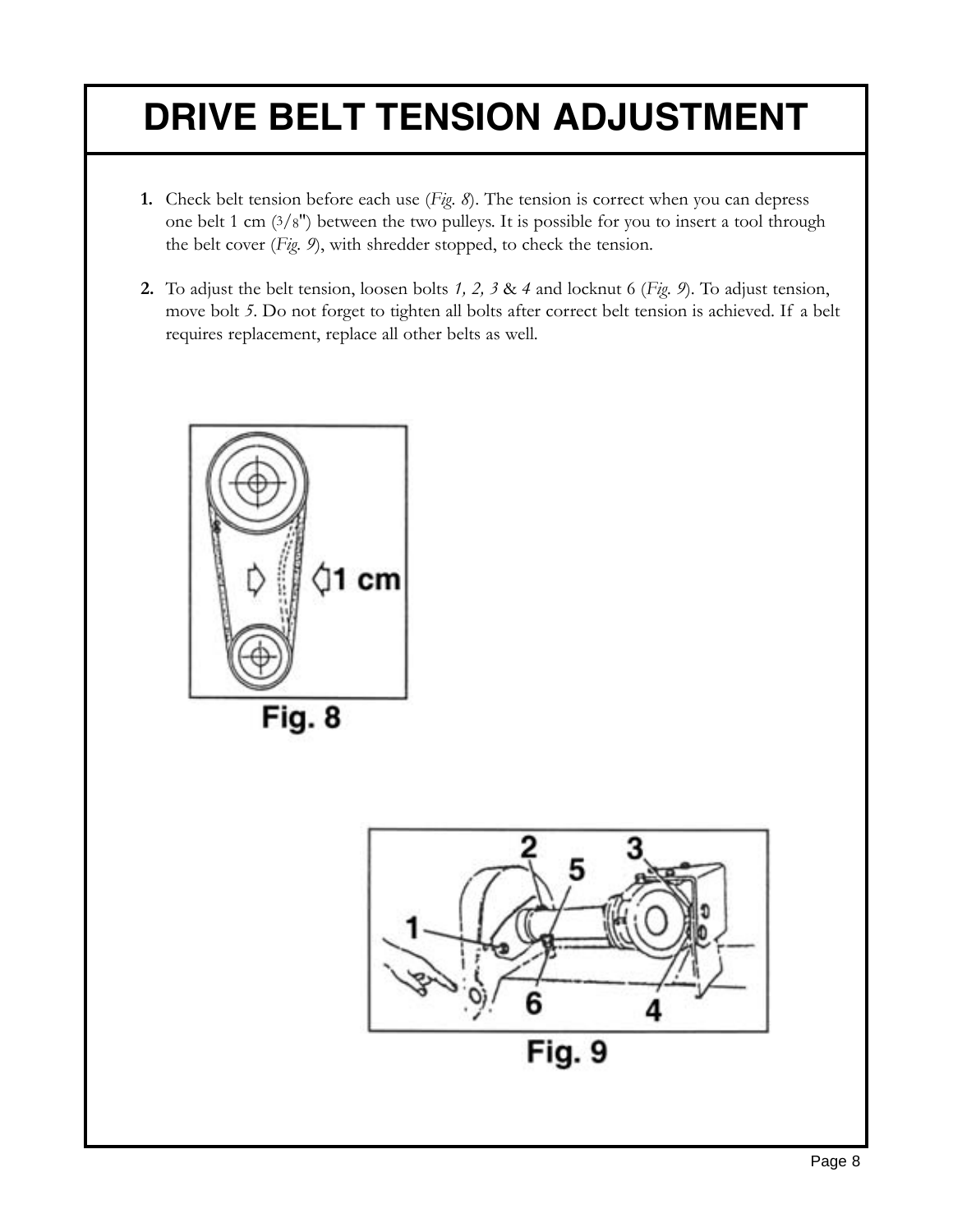# DRIVE BELT TENSION ADJUSTMENT

1. Check belt tension before each use (*Fig. 8*). The tension is correct when you can depress one belt 1 cm (3/8") between the two pulleys. It is possible for you to insert a tool through the belt cover (*Fig. 9*), with shredder stopped, to check the tension.

2. To adjust the belt tension, loosen bolts *1, 2, 3* & *4* and locknut 6 (*Fig. 9*). To adjust tension, move bolt *5*. Do not forget to tighten all bolts after correct belt tension is achieved. If a belt requires replacement, replace all other belts as well.

Fig. 8

Fig. 9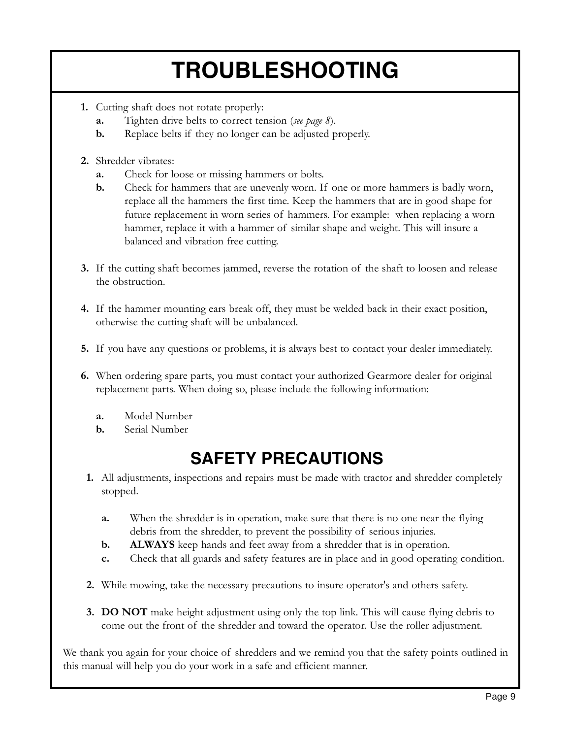# TROUBLESHOOTING

1. Cutting shaft does not rotate properly:
   - **a.** Tighten drive belts to correct tension (*see page 8*).
   - **b.** Replace belts if they no longer can be adjusted properly.

2. Shredder vibrates:
   - **a.** Check for loose or missing hammers or bolts.
   - **b.** Check for hammers that are unevenly worn. If one or more hammers is badly worn, replace all the hammers the first time. Keep the hammers that are in good shape for future replacement in worn series of hammers. For example: when replacing a worn hammer, replace it with a hammer of similar shape and weight. This will insure a balanced and vibration free cutting.

3. If the cutting shaft becomes jammed, reverse the rotation of the shaft to loosen and release the obstruction.

4. If the hammer mounting ears break off, they must be welded back in their exact position, otherwise the cutting shaft will be unbalanced.

5. If you have any questions or problems, it is always best to contact your dealer immediately.

6. When ordering spare parts, you must contact your authorized Gearmore dealer for original replacement parts. When doing so, please include the following information:
   - **a.** Model Number
   - **b.** Serial Number

## SAFETY PRECAUTIONS

1. All adjustments, inspections and repairs must be made with tractor and shredder completely stopped.
   - **a.** When the shredder is in operation, make sure that there is no one near the flying debris from the shredder, to prevent the possibility of serious injuries.
   - **b.** **ALWAYS** keep hands and feet away from a shredder that is in operation.
   - **c.** Check that all guards and safety features are in place and in good operating condition.

2. While mowing, take the necessary precautions to insure operator's and others safety.

3. **DO NOT** make height adjustment using only the top link. This will cause flying debris to come out the front of the shredder and toward the operator. Use the roller adjustment.

We thank you again for your choice of shredders and we remind you that the safety points outlined in this manual will help you do your work in a safe and efficient manner.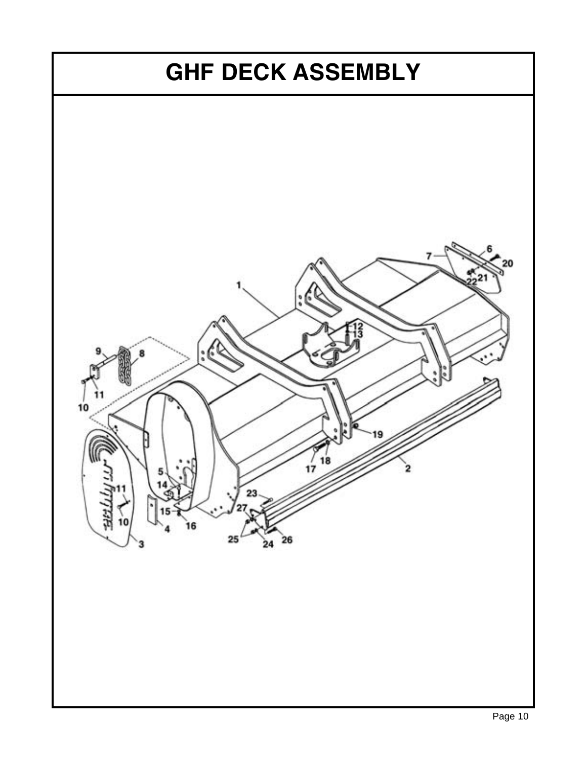# GHF DECK ASSEMBLY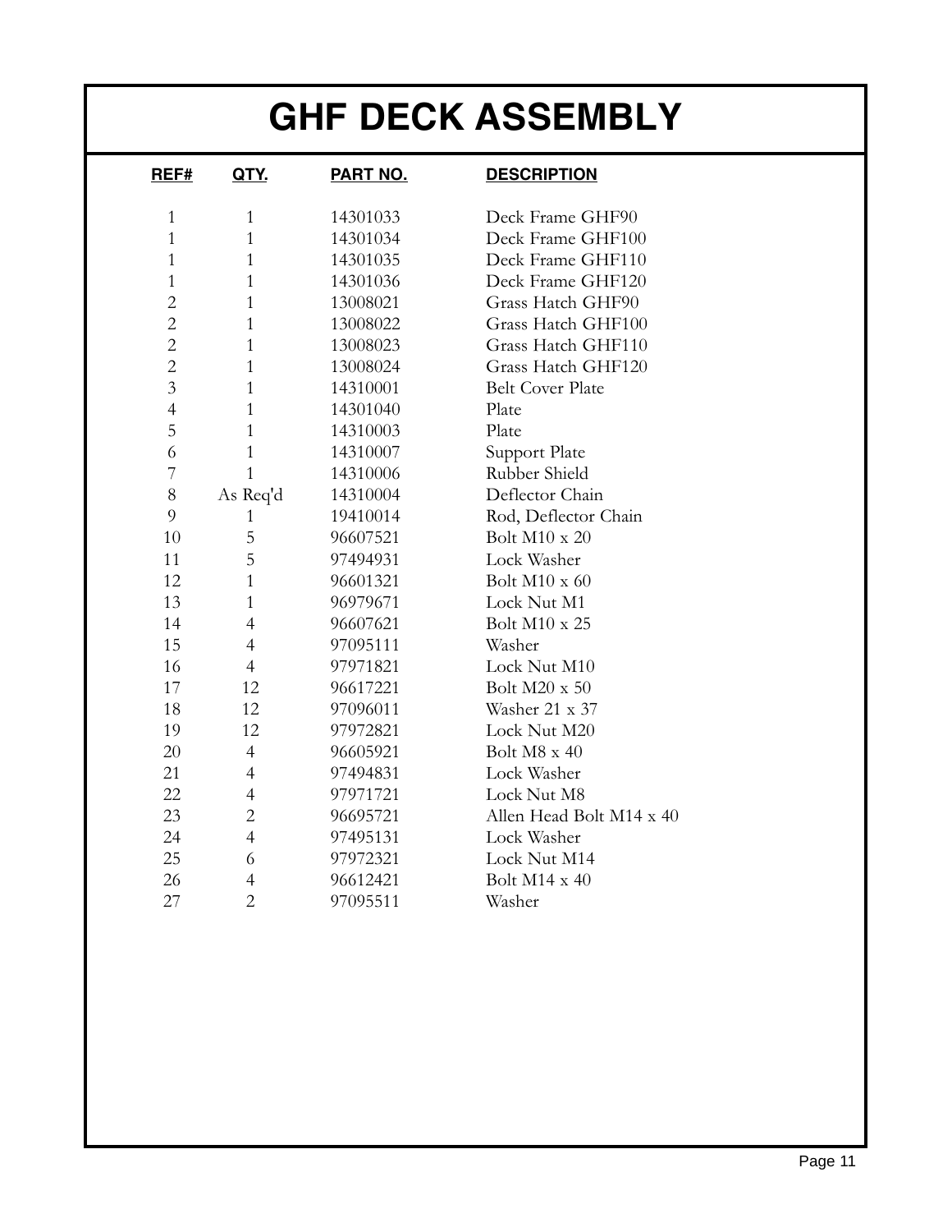# GHF DECK ASSEMBLY

| REF# | QTY. | PART NO. | DESCRIPTION |
|---|---|---|---|
| 1 | 1 | 14301033 | Deck Frame GHF90 |
| 1 | 1 | 14301034 | Deck Frame GHF100 |
| 1 | 1 | 14301035 | Deck Frame GHF110 |
| 1 | 1 | 14301036 | Deck Frame GHF120 |
| 2 | 1 | 13008021 | Grass Hatch GHF90 |
| 2 | 1 | 13008022 | Grass Hatch GHF100 |
| 2 | 1 | 13008023 | Grass Hatch GHF110 |
| 2 | 1 | 13008024 | Grass Hatch GHF120 |
| 3 | 1 | 14310001 | Belt Cover Plate |
| 4 | 1 | 14301040 | Plate |
| 5 | 1 | 14310003 | Plate |
| 6 | 1 | 14310007 | Support Plate |
| 7 | 1 | 14310006 | Rubber Shield |
| 8 | As Req'd | 14310004 | Deflector Chain |
| 9 | 1 | 19410014 | Rod, Deflector Chain |
| 10 | 5 | 96607521 | Bolt M10 x 20 |
| 11 | 5 | 97494931 | Lock Washer |
| 12 | 1 | 96601321 | Bolt M10 x 60 |
| 13 | 1 | 96979671 | Lock Nut M1 |
| 14 | 4 | 96607621 | Bolt M10 x 25 |
| 15 | 4 | 97095111 | Washer |
| 16 | 4 | 97971821 | Lock Nut M10 |
| 17 | 12 | 96617221 | Bolt M20 x 50 |
| 18 | 12 | 97096011 | Washer 21 x 37 |
| 19 | 12 | 97972821 | Lock Nut M20 |
| 20 | 4 | 96605921 | Bolt M8 x 40 |
| 21 | 4 | 97494831 | Lock Washer |
| 22 | 4 | 97971721 | Lock Nut M8 |
| 23 | 2 | 96695721 | Allen Head Bolt M14 x 40 |
| 24 | 4 | 97495131 | Lock Washer |
| 25 | 6 | 97972321 | Lock Nut M14 |
| 26 | 4 | 96612421 | Bolt M14 x 40 |
| 27 | 2 | 97095511 | Washer |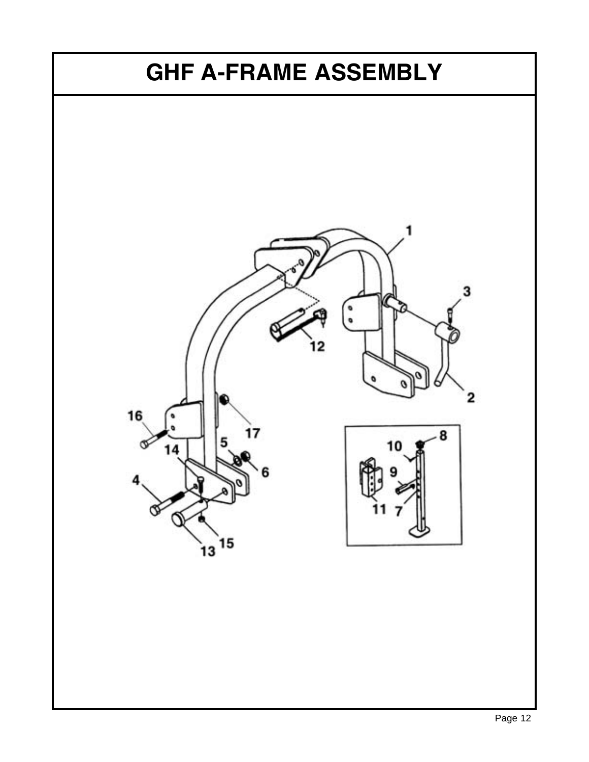# GHF A-FRAME ASSEMBLY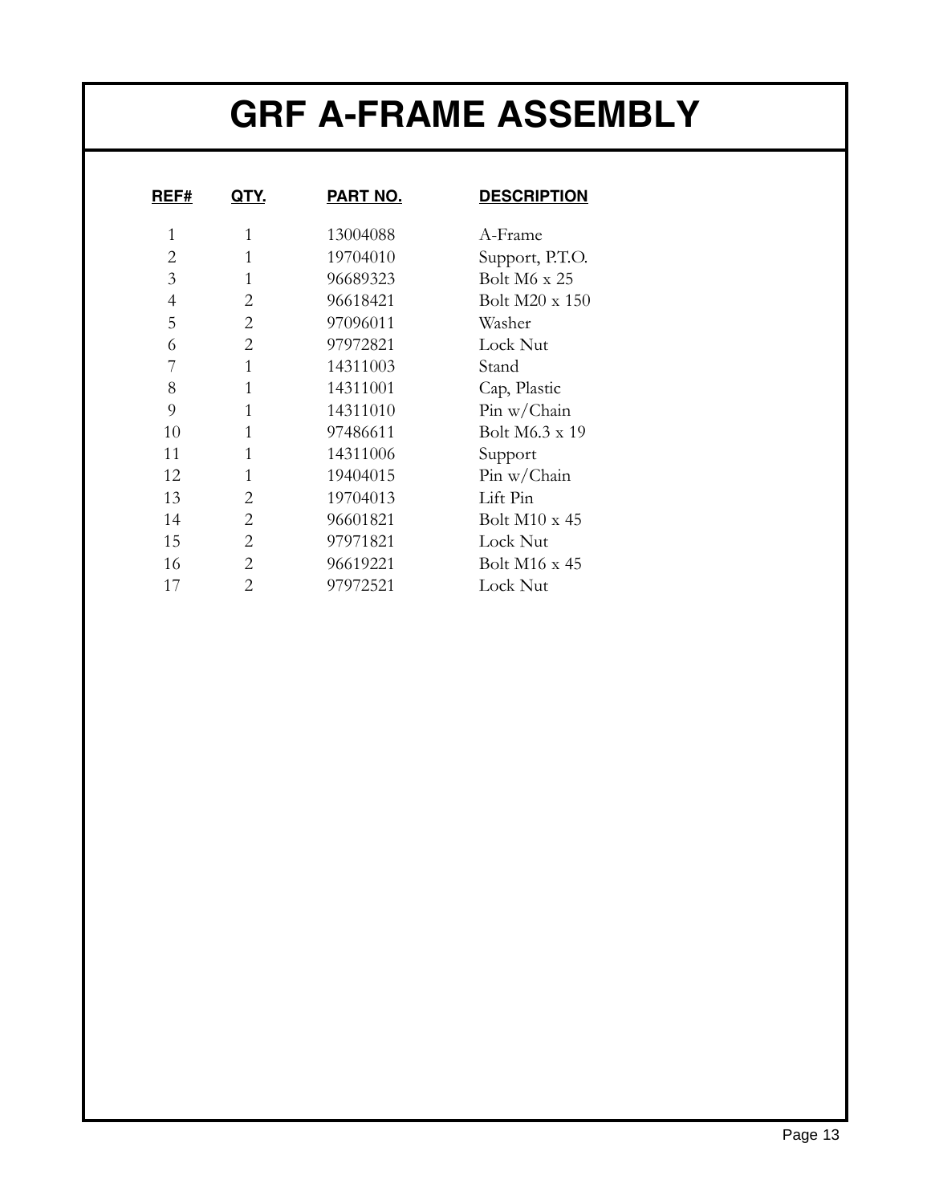# GRF A-FRAME ASSEMBLY

| REF# | QTY. | PART NO. | DESCRIPTION |
|---|---|---|---|
| 1 | 1 | 13004088 | A-Frame |
| 2 | 1 | 19704010 | Support, P.T.O. |
| 3 | 1 | 96689323 | Bolt M6 x 25 |
| 4 | 2 | 96618421 | Bolt M20 x 150 |
| 5 | 2 | 97096011 | Washer |
| 6 | 2 | 97972821 | Lock Nut |
| 7 | 1 | 14311003 | Stand |
| 8 | 1 | 14311001 | Cap, Plastic |
| 9 | 1 | 14311010 | Pin w/Chain |
| 10 | 1 | 97486611 | Bolt M6.3 x 19 |
| 11 | 1 | 14311006 | Support |
| 12 | 1 | 19404015 | Pin w/Chain |
| 13 | 2 | 19704013 | Lift Pin |
| 14 | 2 | 96601821 | Bolt M10 x 45 |
| 15 | 2 | 97971821 | Lock Nut |
| 16 | 2 | 96619221 | Bolt M16 x 45 |
| 17 | 2 | 97972521 | Lock Nut |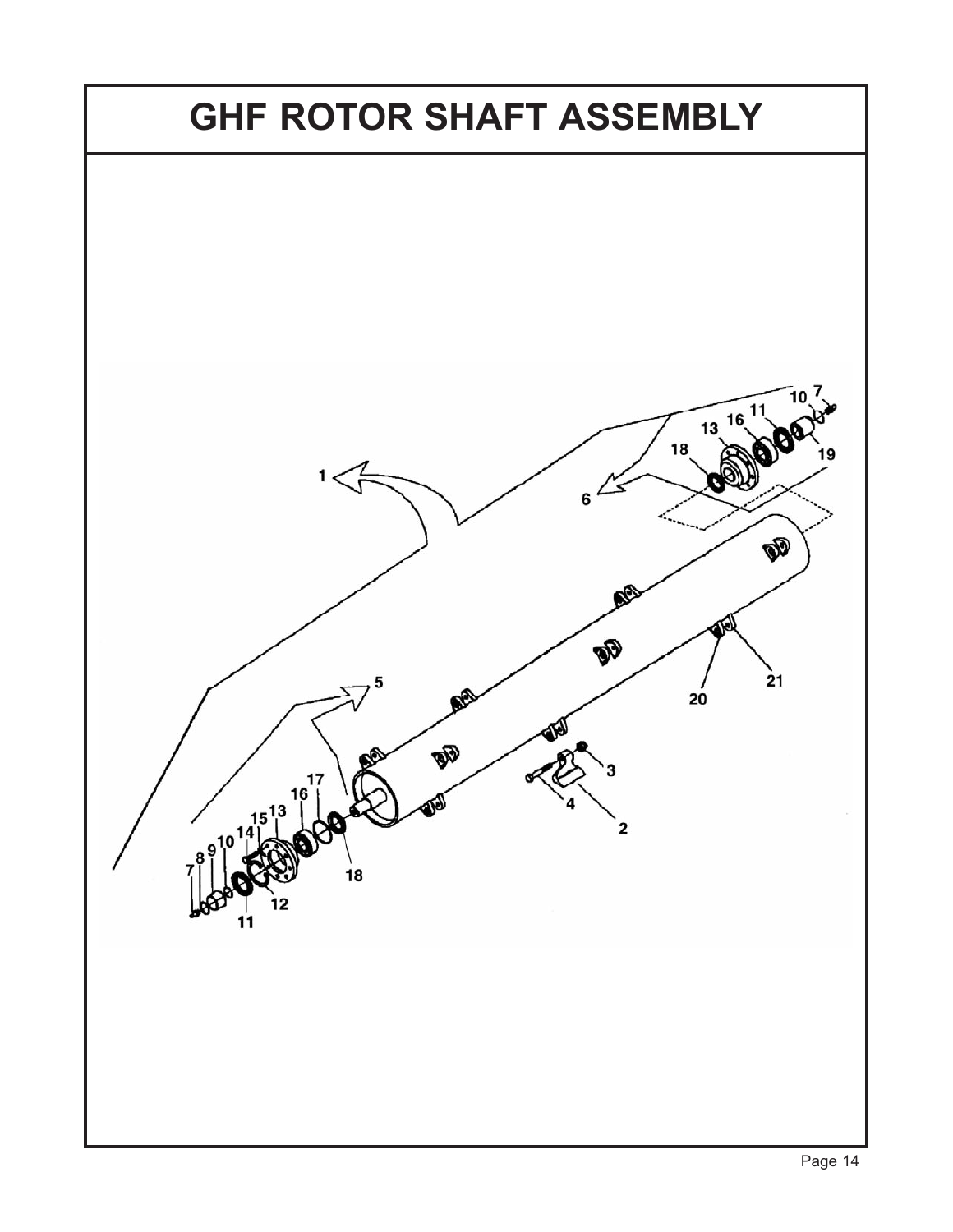# GHF ROTOR SHAFT ASSEMBLY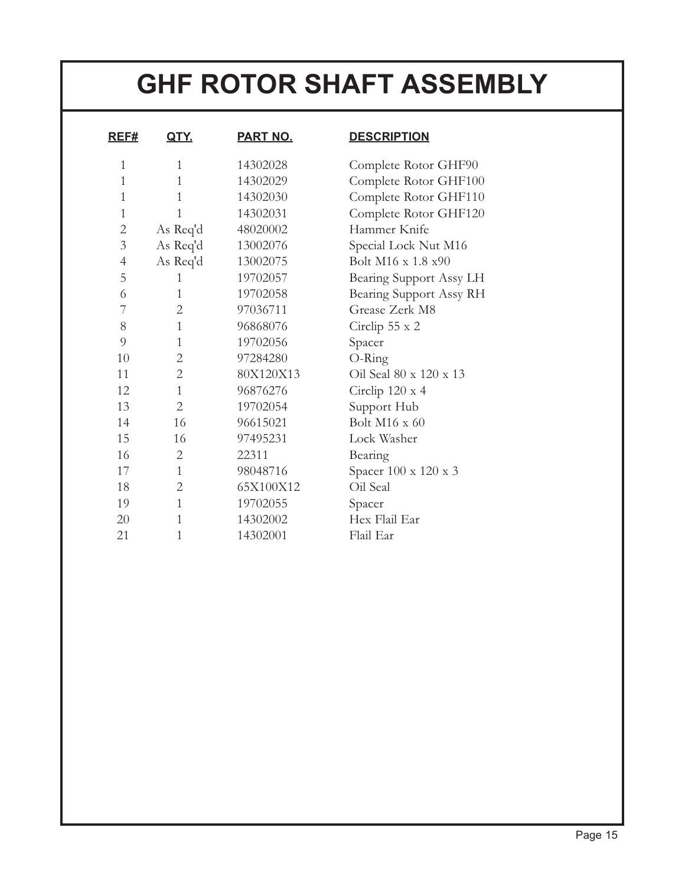# GHF ROTOR SHAFT ASSEMBLY

| REF# | QTY. | PART NO. | DESCRIPTION |
|---|---|---|---|
| 1 | 1 | 14302028 | Complete Rotor GHF90 |
| 1 | 1 | 14302029 | Complete Rotor GHF100 |
| 1 | 1 | 14302030 | Complete Rotor GHF110 |
| 1 | 1 | 14302031 | Complete Rotor GHF120 |
| 2 | As Req'd | 48020002 | Hammer Knife |
| 3 | As Req'd | 13002076 | Special Lock Nut M16 |
| 4 | As Req'd | 13002075 | Bolt M16 x 1.8 x90 |
| 5 | 1 | 19702057 | Bearing Support Assy LH |
| 6 | 1 | 19702058 | Bearing Support Assy RH |
| 7 | 2 | 97036711 | Grease Zerk M8 |
| 8 | 1 | 96868076 | Circlip 55 x 2 |
| 9 | 1 | 19702056 | Spacer |
| 10 | 2 | 97284280 | O-Ring |
| 11 | 2 | 80X120X13 | Oil Seal 80 x 120 x 13 |
| 12 | 1 | 96876276 | Circlip 120 x 4 |
| 13 | 2 | 19702054 | Support Hub |
| 14 | 16 | 96615021 | Bolt M16 x 60 |
| 15 | 16 | 97495231 | Lock Washer |
| 16 | 2 | 22311 | Bearing |
| 17 | 1 | 98048716 | Spacer 100 x 120 x 3 |
| 18 | 2 | 65X100X12 | Oil Seal |
| 19 | 1 | 19702055 | Spacer |
| 20 | 1 | 14302002 | Hex Flail Ear |
| 21 | 1 | 14302001 | Flail Ear |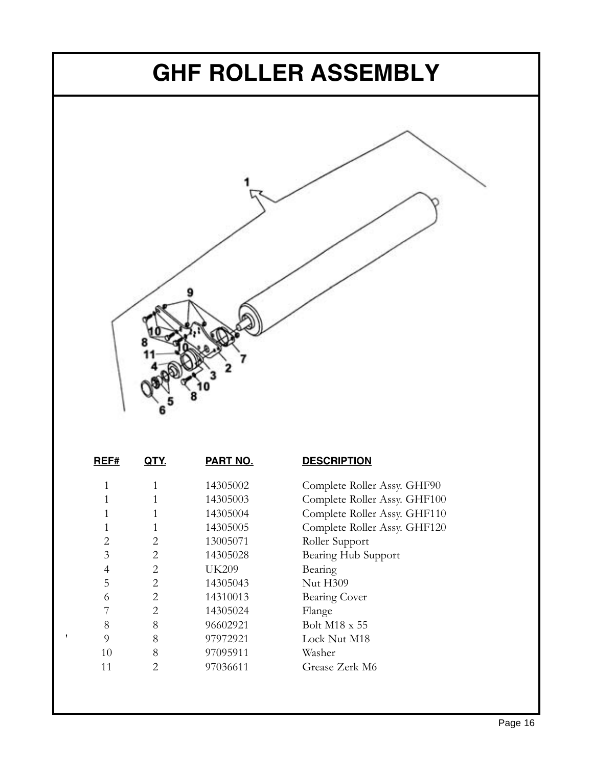# GHF ROLLER ASSEMBLY

| REF# | QTY. | PART NO. | DESCRIPTION |
|---|---|---|---|
| 1 | 1 | 14305002 | Complete Roller Assy. GHF90 |
| 1 | 1 | 14305003 | Complete Roller Assy. GHF100 |
| 1 | 1 | 14305004 | Complete Roller Assy. GHF110 |
| 1 | 1 | 14305005 | Complete Roller Assy. GHF120 |
| 2 | 2 | 13005071 | Roller Support |
| 3 | 2 | 14305028 | Bearing Hub Support |
| 4 | 2 | UK209 | Bearing |
| 5 | 2 | 14305043 | Nut H309 |
| 6 | 2 | 14310013 | Bearing Cover |
| 7 | 2 | 14305024 | Flange |
| 8 | 8 | 96602921 | Bolt M18 x 55 |
| 9 | 8 | 97972921 | Lock Nut M18 |
| 10 | 8 | 97095911 | Washer |
| 11 | 2 | 97036611 | Grease Zerk M6 |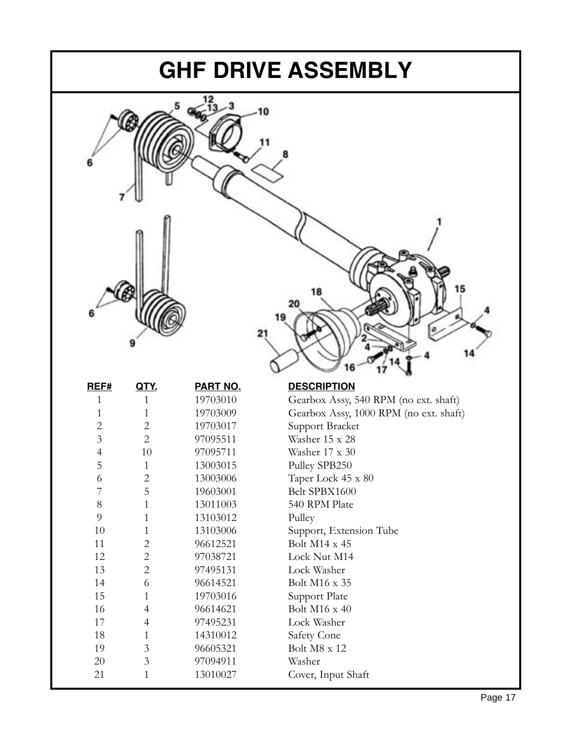# GHF DRIVE ASSEMBLY

| REF# | QTY. | PART NO. | DESCRIPTION |
|---|---|---|---|
| 1 | 1 | 19703010 | Gearbox Assy, 540 RPM (no ext. shaft) |
| 1 | 1 | 19703009 | Gearbox Assy, 1000 RPM (no ext. shaft) |
| 2 | 2 | 19703017 | Support Bracket |
| 3 | 2 | 97095511 | Washer 15 x 28 |
| 4 | 10 | 97095711 | Washer 17 x 30 |
| 5 | 1 | 13003015 | Pulley SPB250 |
| 6 | 2 | 13003006 | Taper Lock 45 x 80 |
| 7 | 5 | 19603001 | Belt SPBX1600 |
| 8 | 1 | 13011003 | 540 RPM Plate |
| 9 | 1 | 13103012 | Pulley |
| 10 | 1 | 13103006 | Support, Extension Tube |
| 11 | 2 | 96612521 | Bolt M14 x 45 |
| 12 | 2 | 97038721 | Lock Nut M14 |
| 13 | 2 | 97495131 | Lock Washer |
| 14 | 6 | 96614521 | Bolt M16 x 35 |
| 15 | 1 | 19703016 | Support Plate |
| 16 | 4 | 96614621 | Bolt M16 x 40 |
| 17 | 4 | 97495231 | Lock Washer |
| 18 | 1 | 14310012 | Safety Cone |
| 19 | 3 | 96605321 | Bolt M8 x 12 |
| 20 | 3 | 97094911 | Washer |
| 21 | 1 | 13010027 | Cover, Input Shaft |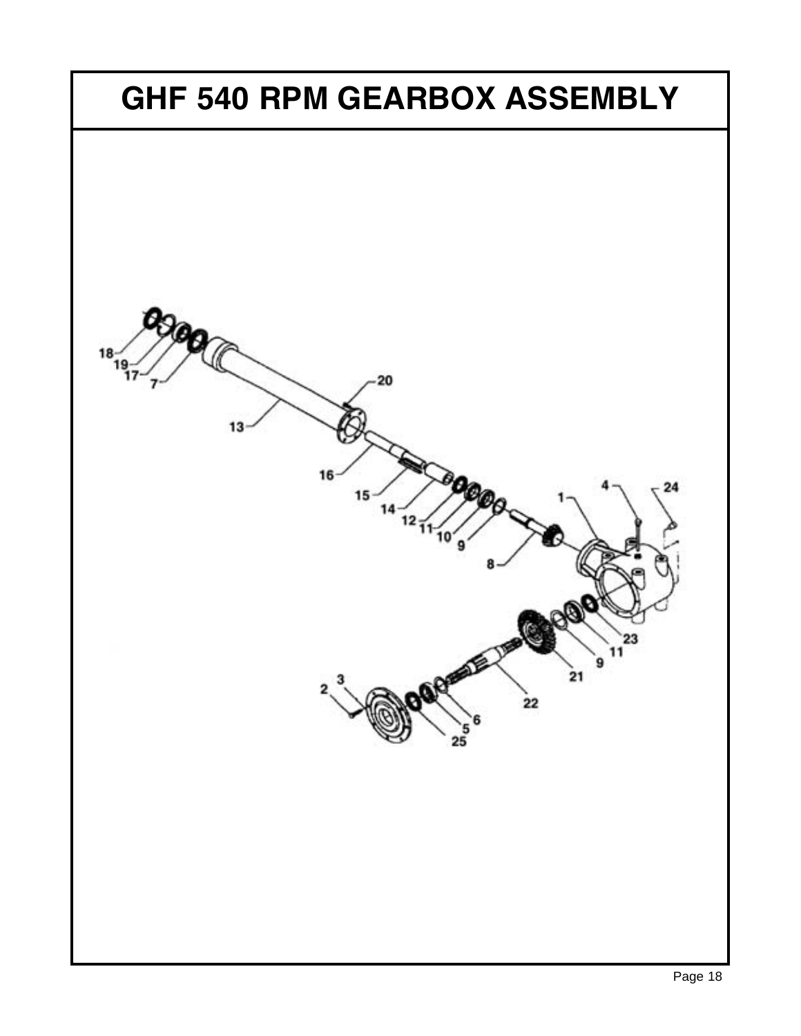# GHF 540 RPM GEARBOX ASSEMBLY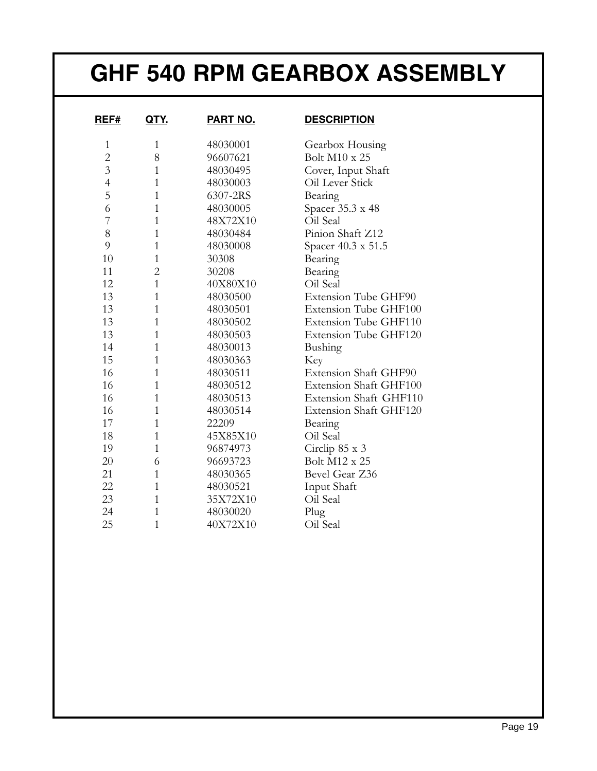# GHF 540 RPM GEARBOX ASSEMBLY

| REF# | QTY. | PART NO. | DESCRIPTION |
|---|---|---|---|
| 1 | 1 | 48030001 | Gearbox Housing |
| 2 | 8 | 96607621 | Bolt M10 x 25 |
| 3 | 1 | 48030495 | Cover, Input Shaft |
| 4 | 1 | 48030003 | Oil Lever Stick |
| 5 | 1 | 6307-2RS | Bearing |
| 6 | 1 | 48030005 | Spacer 35.3 x 48 |
| 7 | 1 | 48X72X10 | Oil Seal |
| 8 | 1 | 48030484 | Pinion Shaft Z12 |
| 9 | 1 | 48030008 | Spacer 40.3 x 51.5 |
| 10 | 1 | 30308 | Bearing |
| 11 | 2 | 30208 | Bearing |
| 12 | 1 | 40X80X10 | Oil Seal |
| 13 | 1 | 48030500 | Extension Tube GHF90 |
| 13 | 1 | 48030501 | Extension Tube GHF100 |
| 13 | 1 | 48030502 | Extension Tube GHF110 |
| 13 | 1 | 48030503 | Extension Tube GHF120 |
| 14 | 1 | 48030013 | Bushing |
| 15 | 1 | 48030363 | Key |
| 16 | 1 | 48030511 | Extension Shaft GHF90 |
| 16 | 1 | 48030512 | Extension Shaft GHF100 |
| 16 | 1 | 48030513 | Extension Shaft GHF110 |
| 16 | 1 | 48030514 | Extension Shaft GHF120 |
| 17 | 1 | 22209 | Bearing |
| 18 | 1 | 45X85X10 | Oil Seal |
| 19 | 1 | 96874973 | Circlip 85 x 3 |
| 20 | 6 | 96693723 | Bolt M12 x 25 |
| 21 | 1 | 48030365 | Bevel Gear Z36 |
| 22 | 1 | 48030521 | Input Shaft |
| 23 | 1 | 35X72X10 | Oil Seal |
| 24 | 1 | 48030020 | Plug |
| 25 | 1 | 40X72X10 | Oil Seal |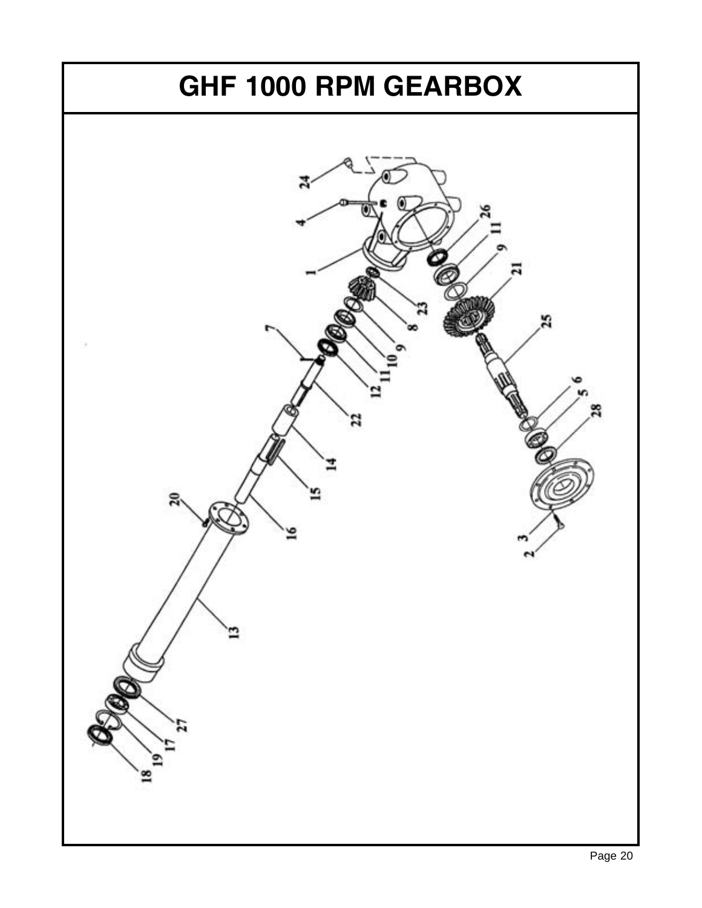# GHF 1000 RPM GEARBOX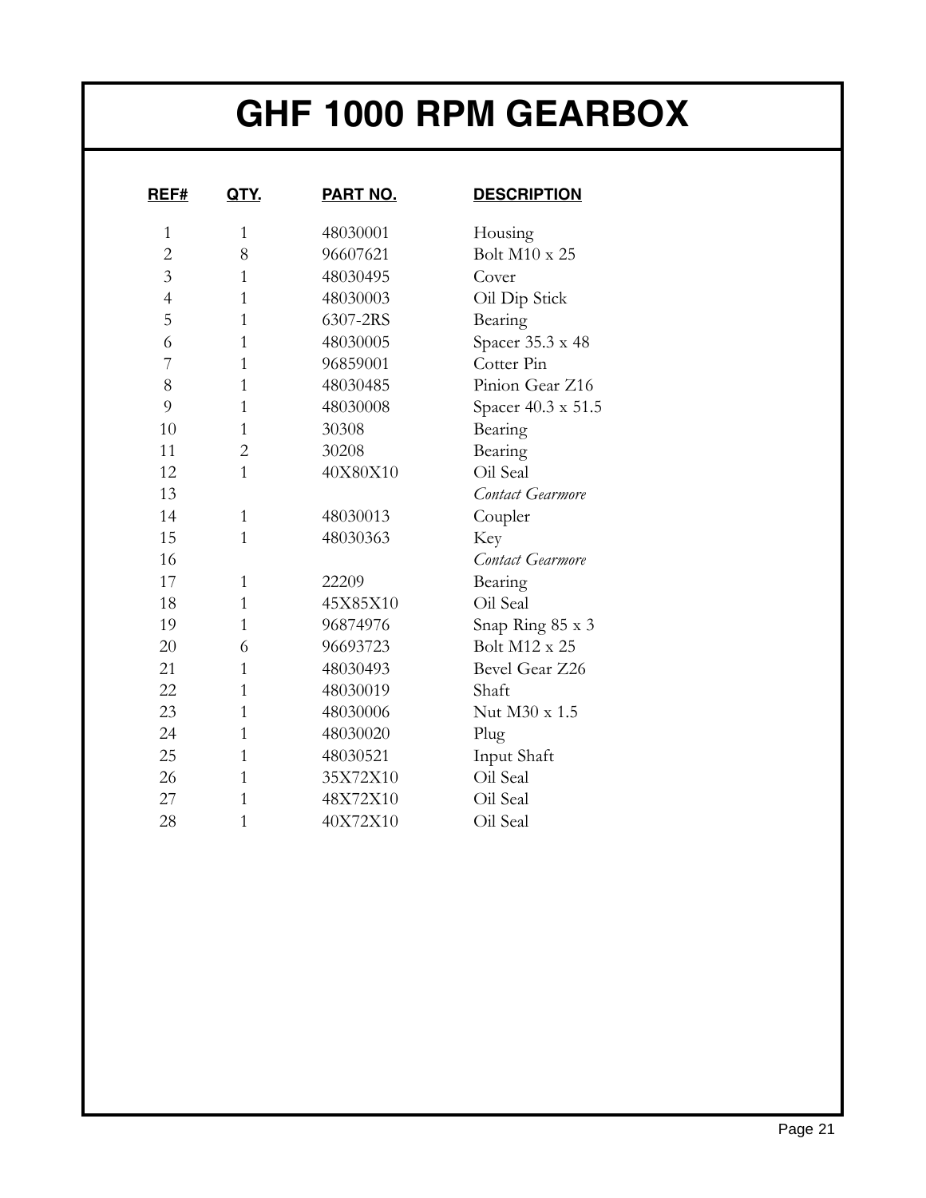# GHF 1000 RPM GEARBOX

| REF# | QTY. | PART NO. | DESCRIPTION |
|---|---|---|---|
| 1 | 1 | 48030001 | Housing |
| 2 | 8 | 96607621 | Bolt M10 x 25 |
| 3 | 1 | 48030495 | Cover |
| 4 | 1 | 48030003 | Oil Dip Stick |
| 5 | 1 | 6307-2RS | Bearing |
| 6 | 1 | 48030005 | Spacer 35.3 x 48 |
| 7 | 1 | 96859001 | Cotter Pin |
| 8 | 1 | 48030485 | Pinion Gear Z16 |
| 9 | 1 | 48030008 | Spacer 40.3 x 51.5 |
| 10 | 1 | 30308 | Bearing |
| 11 | 2 | 30208 | Bearing |
| 12 | 1 | 40X80X10 | Oil Seal |
| 13 | | | *Contact Gearmore* |
| 14 | 1 | 48030013 | Coupler |
| 15 | 1 | 48030363 | Key |
| 16 | | | *Contact Gearmore* |
| 17 | 1 | 22209 | Bearing |
| 18 | 1 | 45X85X10 | Oil Seal |
| 19 | 1 | 96874976 | Snap Ring 85 x 3 |
| 20 | 6 | 96693723 | Bolt M12 x 25 |
| 21 | 1 | 48030493 | Bevel Gear Z26 |
| 22 | 1 | 48030019 | Shaft |
| 23 | 1 | 48030006 | Nut M30 x 1.5 |
| 24 | 1 | 48030020 | Plug |
| 25 | 1 | 48030521 | Input Shaft |
| 26 | 1 | 35X72X10 | Oil Seal |
| 27 | 1 | 48X72X10 | Oil Seal |
| 28 | 1 | 40X72X10 | Oil Seal |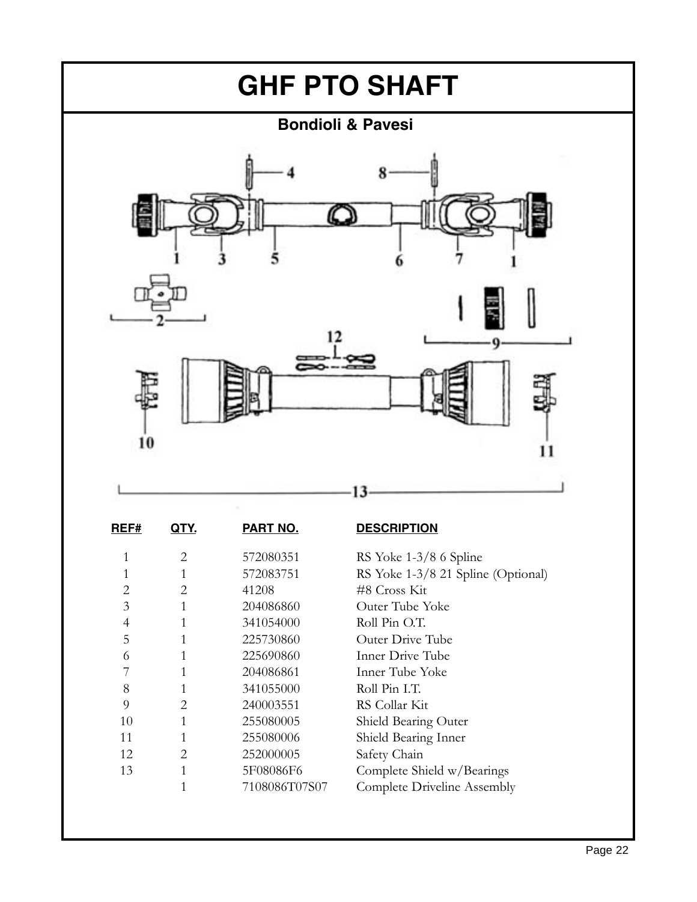# GHF PTO SHAFT

## Bondioli & Pavesi

| REF# | QTY. | PART NO. | DESCRIPTION |
|---|---|---|---|
| 1 | 2 | 572080351 | RS Yoke 1-3/8 6 Spline |
| 1 | 1 | 572083751 | RS Yoke 1-3/8 21 Spline (Optional) |
| 2 | 2 | 41208 | #8 Cross Kit |
| 3 | 1 | 204086860 | Outer Tube Yoke |
| 4 | 1 | 341054000 | Roll Pin O.T. |
| 5 | 1 | 225730860 | Outer Drive Tube |
| 6 | 1 | 225690860 | Inner Drive Tube |
| 7 | 1 | 204086861 | Inner Tube Yoke |
| 8 | 1 | 341055000 | Roll Pin I.T. |
| 9 | 2 | 240003551 | RS Collar Kit |
| 10 | 1 | 255080005 | Shield Bearing Outer |
| 11 | 1 | 255080006 | Shield Bearing Inner |
| 12 | 2 | 252000005 | Safety Chain |
| 13 | 1 | 5F08086F6 | Complete Shield w/Bearings |
| | 1 | 7108086T07S07 | Complete Driveline Assembly |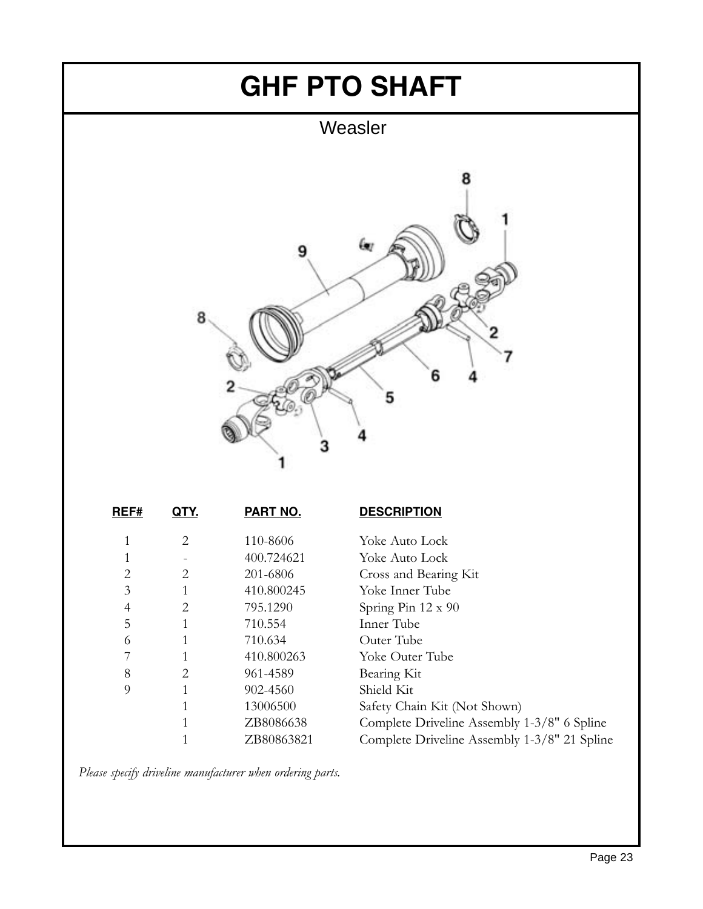# GHF PTO SHAFT

## Weasler

| REF# | QTY. | PART NO. | DESCRIPTION |
|---|---|---|---|
| 1 | 2 | 110-8606 | Yoke Auto Lock |
| 1 | - | 400.724621 | Yoke Auto Lock |
| 2 | 2 | 201-6806 | Cross and Bearing Kit |
| 3 | 1 | 410.800245 | Yoke Inner Tube |
| 4 | 2 | 795.1290 | Spring Pin 12 x 90 |
| 5 | 1 | 710.554 | Inner Tube |
| 6 | 1 | 710.634 | Outer Tube |
| 7 | 1 | 410.800263 | Yoke Outer Tube |
| 8 | 2 | 961-4589 | Bearing Kit |
| 9 | 1 | 902-4560 | Shield Kit |
| | 1 | 13006500 | Safety Chain Kit (Not Shown) |
| | 1 | ZB8086638 | Complete Driveline Assembly 1-3/8" 6 Spline |
| | 1 | ZB80863821 | Complete Driveline Assembly 1-3/8" 21 Spline |

*Please specify driveline manufacturer when ordering parts.*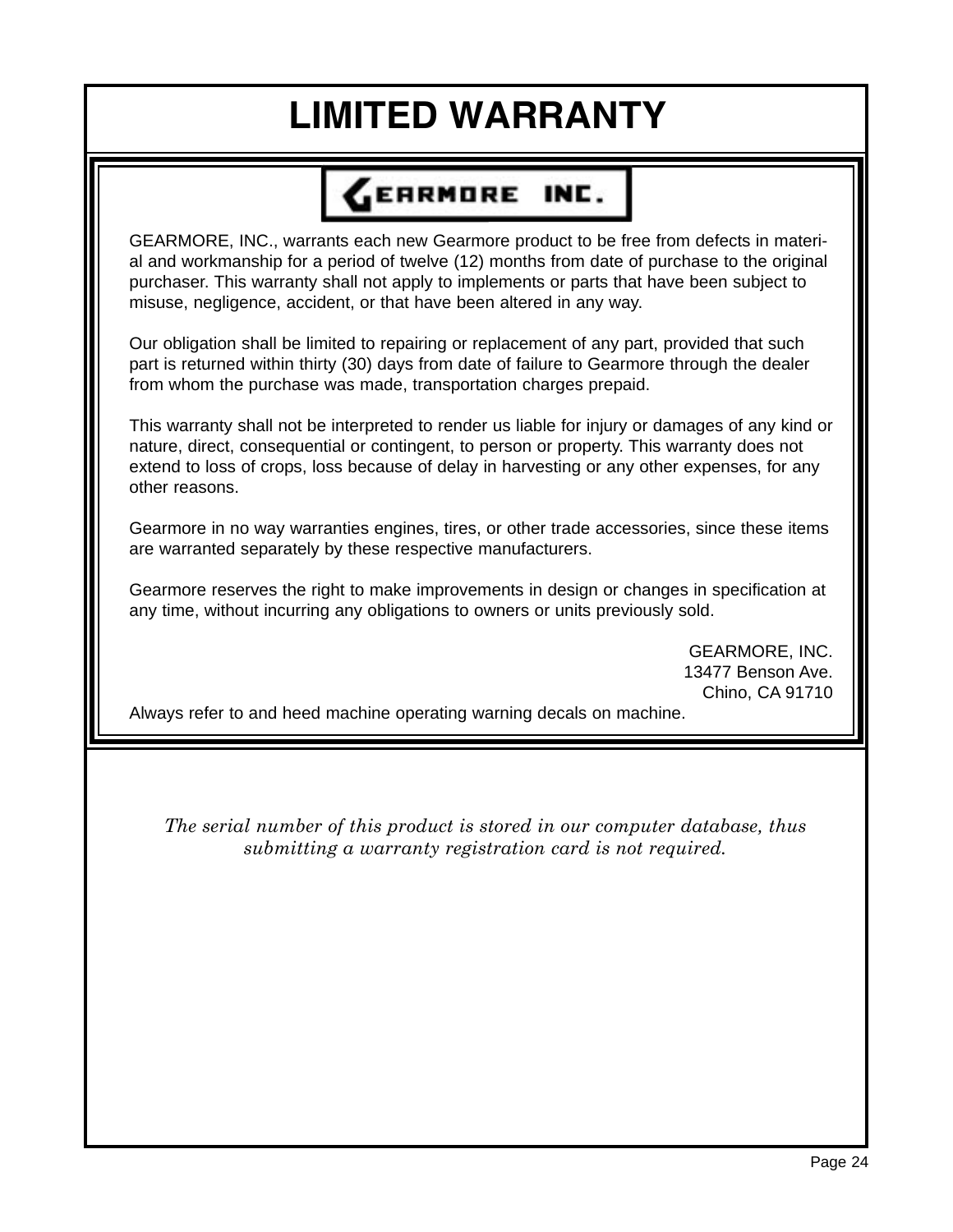# LIMITED WARRANTY

**GEARMORE INC.**

GEARMORE, INC., warrants each new Gearmore product to be free from defects in material and workmanship for a period of twelve (12) months from date of purchase to the original purchaser. This warranty shall not apply to implements or parts that have been subject to misuse, negligence, accident, or that have been altered in any way.

Our obligation shall be limited to repairing or replacement of any part, provided that such part is returned within thirty (30) days from date of failure to Gearmore through the dealer from whom the purchase was made, transportation charges prepaid.

This warranty shall not be interpreted to render us liable for injury or damages of any kind or nature, direct, consequential or contingent, to person or property. This warranty does not extend to loss of crops, loss because of delay in harvesting or any other expenses, for any other reasons.

Gearmore in no way warranties engines, tires, or other trade accessories, since these items are warranted separately by these respective manufacturers.

Gearmore reserves the right to make improvements in design or changes in specification at any time, without incurring any obligations to owners or units previously sold.

GEARMORE, INC.
13477 Benson Ave.
Chino, CA 91710

Always refer to and heed machine operating warning decals on machine.

*The serial number of this product is stored in our computer database, thus submitting a warranty registration card is not required.*